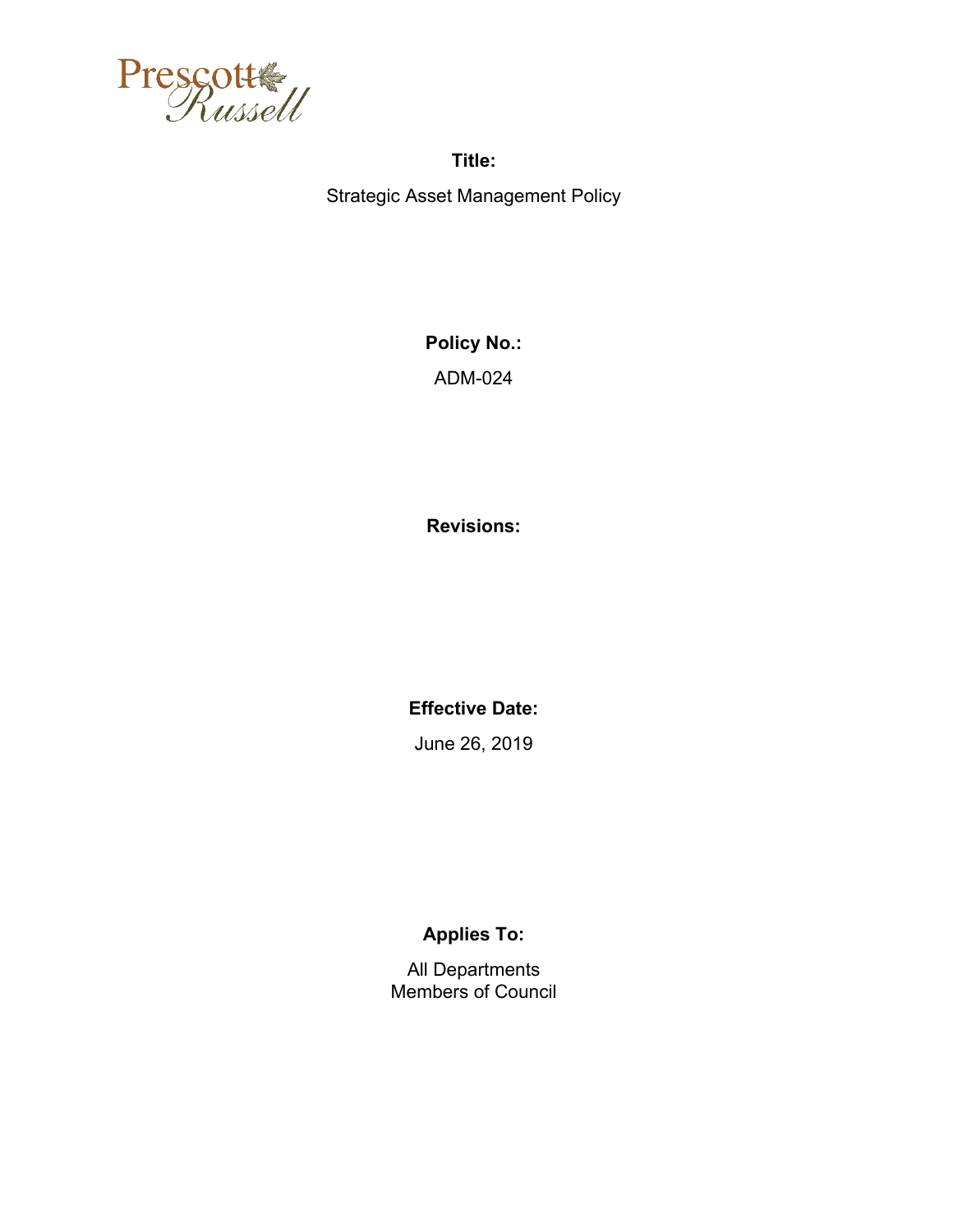Prescott Russell

**Title:**

Strategic Asset Management Policy

**Policy No.:**

ADM-024

**Revisions:**

**Effective Date:**

June 26, 2019

**Applies To:**

All Departments
Members of Council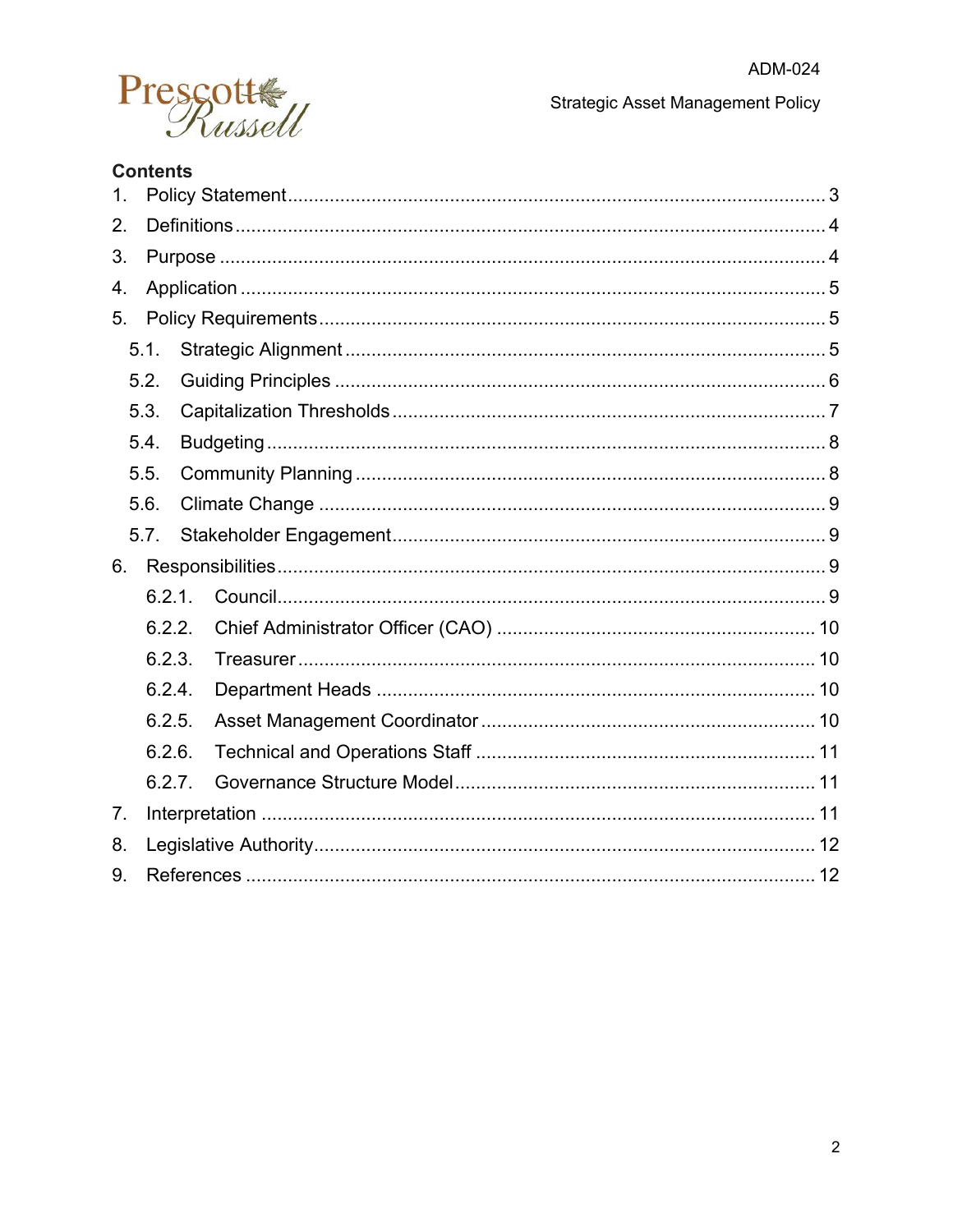## Contents

1. Policy Statement ........................................................................................................ 3
2. Definitions ................................................................................................................. 4
3. Purpose ..................................................................................................................... 4
4. Application ................................................................................................................ 5
5. Policy Requirements .................................................................................................. 5
   - 5.1. Strategic Alignment ............................................................................................ 5
   - 5.2. Guiding Principles ............................................................................................. 6
   - 5.3. Capitalization Thresholds ................................................................................... 7
   - 5.4. Budgeting ........................................................................................................... 8
   - 5.5. Community Planning .......................................................................................... 8
   - 5.6. Climate Change ................................................................................................. 9
   - 5.7. Stakeholder Engagement ................................................................................... 9
6. Responsibilities .......................................................................................................... 9
   - 6.2.1. Council ........................................................................................................... 9
   - 6.2.2. Chief Administrator Officer (CAO) ............................................................. 10
   - 6.2.3. Treasurer ...................................................................................................... 10
   - 6.2.4. Department Heads ....................................................................................... 10
   - 6.2.5. Asset Management Coordinator ................................................................... 10
   - 6.2.6. Technical and Operations Staff .................................................................... 11
   - 6.2.7. Governance Structure Model ....................................................................... 11
7. Interpretation ........................................................................................................... 11
8. Legislative Authority ................................................................................................ 12
9. References .............................................................................................................. 12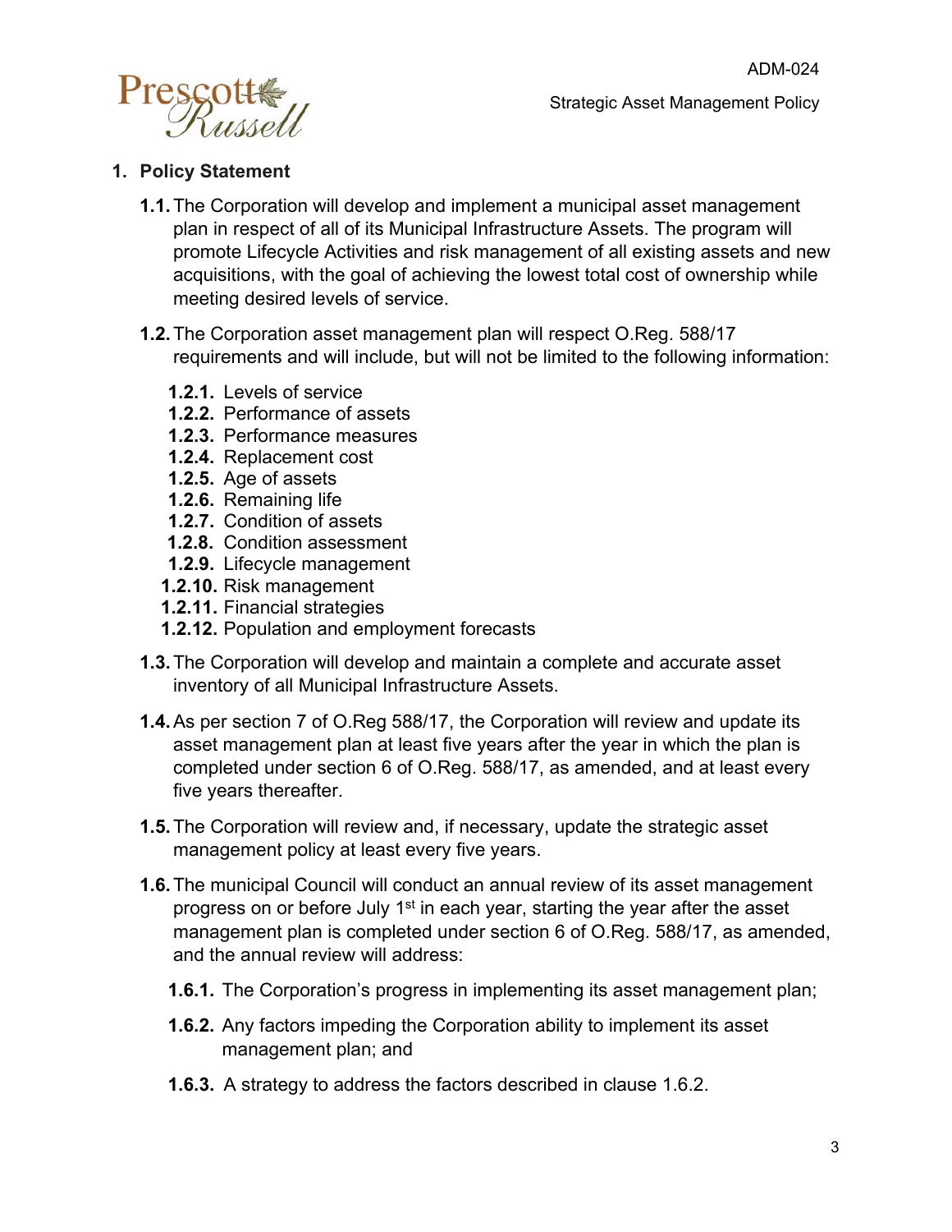## 1. Policy Statement

**1.1.** The Corporation will develop and implement a municipal asset management plan in respect of all of its Municipal Infrastructure Assets. The program will promote Lifecycle Activities and risk management of all existing assets and new acquisitions, with the goal of achieving the lowest total cost of ownership while meeting desired levels of service.

**1.2.** The Corporation asset management plan will respect O.Reg. 588/17 requirements and will include, but will not be limited to the following information:

- **1.2.1.** Levels of service
- **1.2.2.** Performance of assets
- **1.2.3.** Performance measures
- **1.2.4.** Replacement cost
- **1.2.5.** Age of assets
- **1.2.6.** Remaining life
- **1.2.7.** Condition of assets
- **1.2.8.** Condition assessment
- **1.2.9.** Lifecycle management
- **1.2.10.** Risk management
- **1.2.11.** Financial strategies
- **1.2.12.** Population and employment forecasts

**1.3.** The Corporation will develop and maintain a complete and accurate asset inventory of all Municipal Infrastructure Assets.

**1.4.** As per section 7 of O.Reg 588/17, the Corporation will review and update its asset management plan at least five years after the year in which the plan is completed under section 6 of O.Reg. 588/17, as amended, and at least every five years thereafter.

**1.5.** The Corporation will review and, if necessary, update the strategic asset management policy at least every five years.

**1.6.** The municipal Council will conduct an annual review of its asset management progress on or before July 1st in each year, starting the year after the asset management plan is completed under section 6 of O.Reg. 588/17, as amended, and the annual review will address:

- **1.6.1.** The Corporation's progress in implementing its asset management plan;
- **1.6.2.** Any factors impeding the Corporation ability to implement its asset management plan; and
- **1.6.3.** A strategy to address the factors described in clause 1.6.2.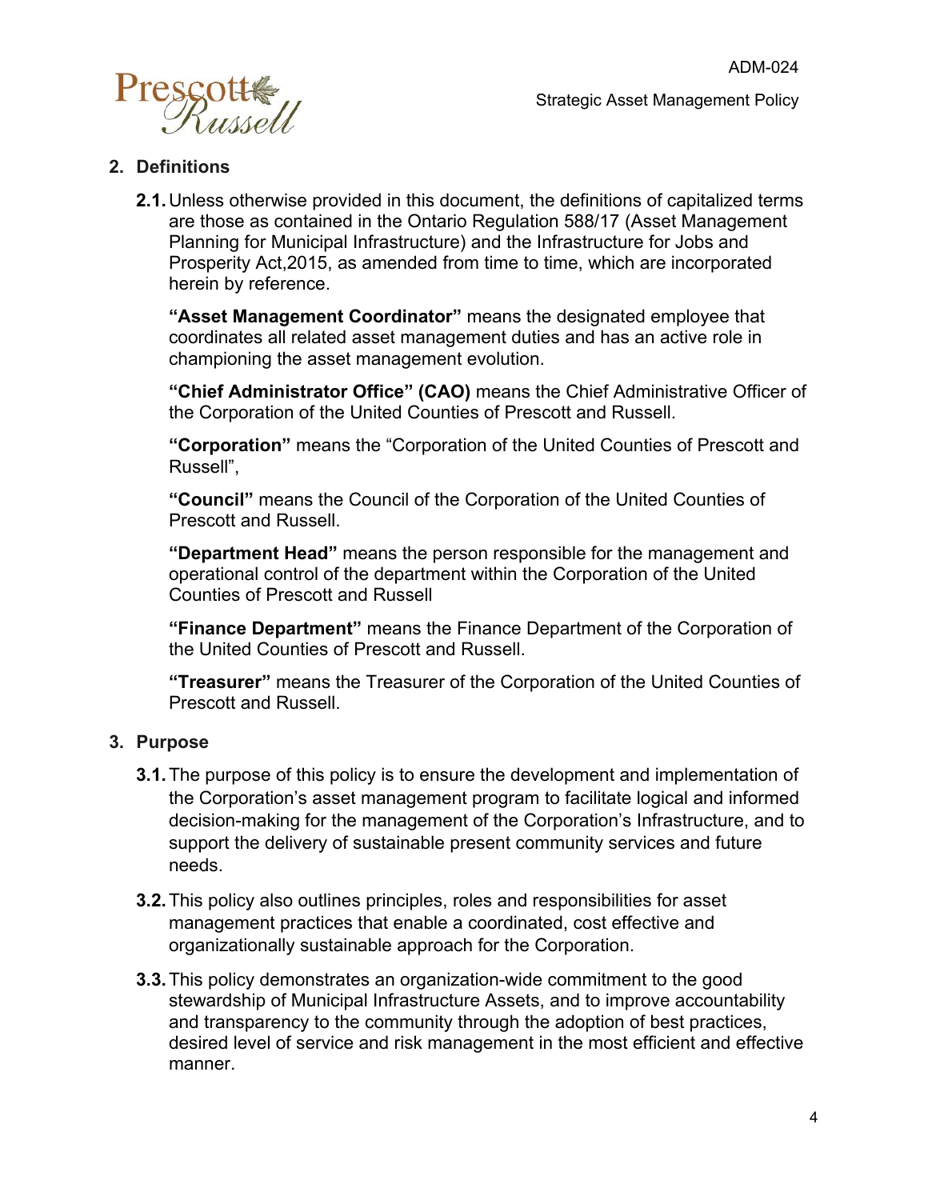## 2. Definitions

**2.1.** Unless otherwise provided in this document, the definitions of capitalized terms are those as contained in the Ontario Regulation 588/17 (Asset Management Planning for Municipal Infrastructure) and the Infrastructure for Jobs and Prosperity Act,2015, as amended from time to time, which are incorporated herein by reference.

**"Asset Management Coordinator"** means the designated employee that coordinates all related asset management duties and has an active role in championing the asset management evolution.

**"Chief Administrator Office" (CAO)** means the Chief Administrative Officer of the Corporation of the United Counties of Prescott and Russell.

**"Corporation"** means the "Corporation of the United Counties of Prescott and Russell",

**"Council"** means the Council of the Corporation of the United Counties of Prescott and Russell.

**"Department Head"** means the person responsible for the management and operational control of the department within the Corporation of the United Counties of Prescott and Russell

**"Finance Department"** means the Finance Department of the Corporation of the United Counties of Prescott and Russell.

**"Treasurer"** means the Treasurer of the Corporation of the United Counties of Prescott and Russell.

## 3. Purpose

**3.1.** The purpose of this policy is to ensure the development and implementation of the Corporation's asset management program to facilitate logical and informed decision-making for the management of the Corporation's Infrastructure, and to support the delivery of sustainable present community services and future needs.

**3.2.** This policy also outlines principles, roles and responsibilities for asset management practices that enable a coordinated, cost effective and organizationally sustainable approach for the Corporation.

**3.3.** This policy demonstrates an organization-wide commitment to the good stewardship of Municipal Infrastructure Assets, and to improve accountability and transparency to the community through the adoption of best practices, desired level of service and risk management in the most efficient and effective manner.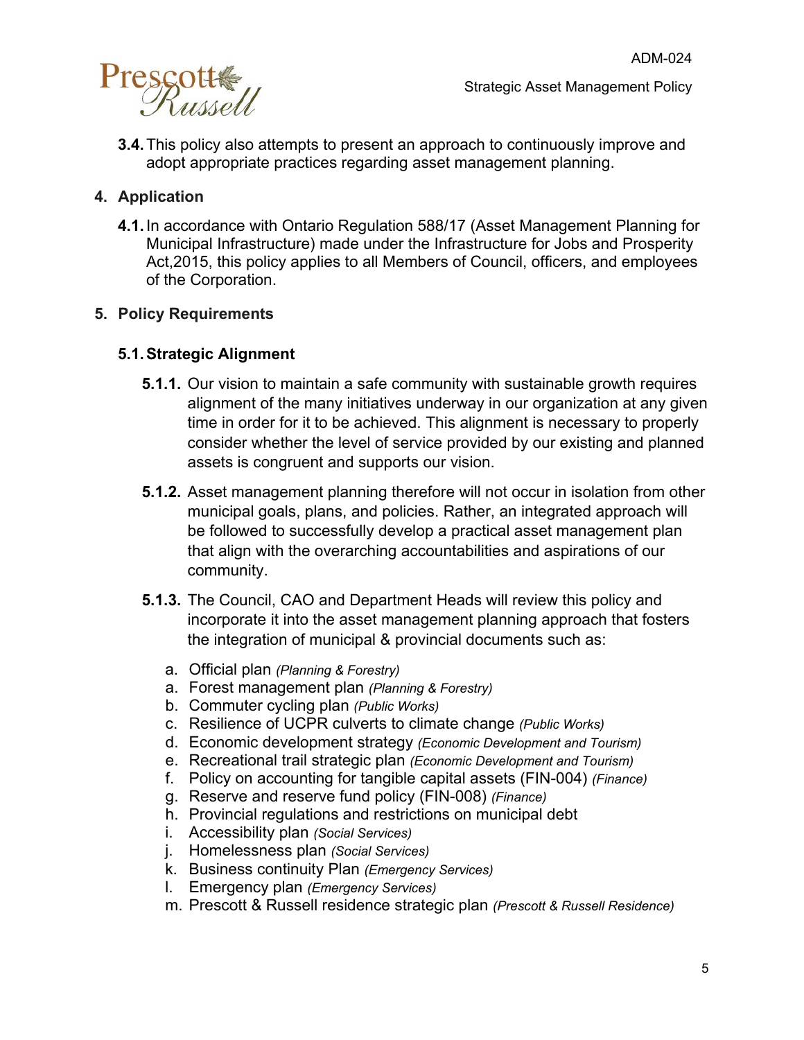**3.4.** This policy also attempts to present an approach to continuously improve and adopt appropriate practices regarding asset management planning.

## 4. Application

**4.1.** In accordance with Ontario Regulation 588/17 (Asset Management Planning for Municipal Infrastructure) made under the Infrastructure for Jobs and Prosperity Act,2015, this policy applies to all Members of Council, officers, and employees of the Corporation.

## 5. Policy Requirements

### 5.1. Strategic Alignment

**5.1.1.** Our vision to maintain a safe community with sustainable growth requires alignment of the many initiatives underway in our organization at any given time in order for it to be achieved. This alignment is necessary to properly consider whether the level of service provided by our existing and planned assets is congruent and supports our vision.

**5.1.2.** Asset management planning therefore will not occur in isolation from other municipal goals, plans, and policies. Rather, an integrated approach will be followed to successfully develop a practical asset management plan that align with the overarching accountabilities and aspirations of our community.

**5.1.3.** The Council, CAO and Department Heads will review this policy and incorporate it into the asset management planning approach that fosters the integration of municipal & provincial documents such as:

a. Official plan *(Planning & Forestry)*
a. Forest management plan *(Planning & Forestry)*
b. Commuter cycling plan *(Public Works)*
c. Resilience of UCPR culverts to climate change *(Public Works)*
d. Economic development strategy *(Economic Development and Tourism)*
e. Recreational trail strategic plan *(Economic Development and Tourism)*
f. Policy on accounting for tangible capital assets (FIN-004) *(Finance)*
g. Reserve and reserve fund policy (FIN-008) *(Finance)*
h. Provincial regulations and restrictions on municipal debt
i. Accessibility plan *(Social Services)*
j. Homelessness plan *(Social Services)*
k. Business continuity Plan *(Emergency Services)*
l. Emergency plan *(Emergency Services)*
m. Prescott & Russell residence strategic plan *(Prescott & Russell Residence)*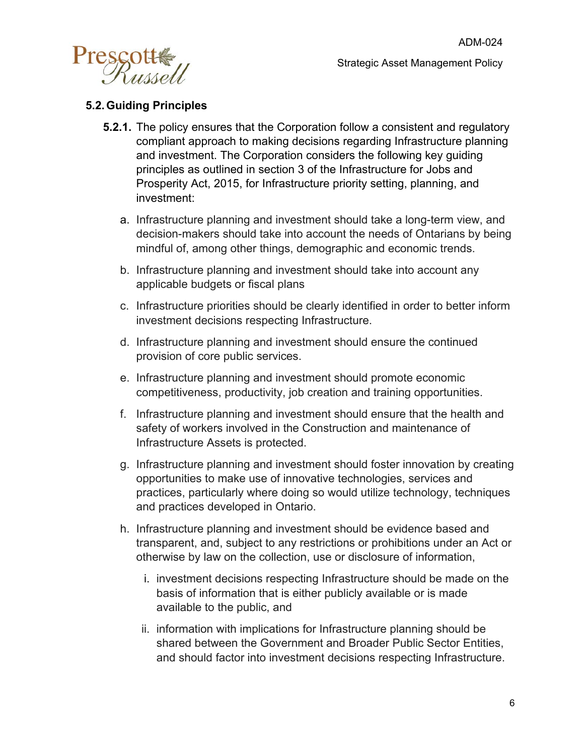## 5.2. Guiding Principles

**5.2.1.** The policy ensures that the Corporation follow a consistent and regulatory compliant approach to making decisions regarding Infrastructure planning and investment. The Corporation considers the following key guiding principles as outlined in section 3 of the Infrastructure for Jobs and Prosperity Act, 2015, for Infrastructure priority setting, planning, and investment:

a. Infrastructure planning and investment should take a long-term view, and decision-makers should take into account the needs of Ontarians by being mindful of, among other things, demographic and economic trends.

b. Infrastructure planning and investment should take into account any applicable budgets or fiscal plans

c. Infrastructure priorities should be clearly identified in order to better inform investment decisions respecting Infrastructure.

d. Infrastructure planning and investment should ensure the continued provision of core public services.

e. Infrastructure planning and investment should promote economic competitiveness, productivity, job creation and training opportunities.

f. Infrastructure planning and investment should ensure that the health and safety of workers involved in the Construction and maintenance of Infrastructure Assets is protected.

g. Infrastructure planning and investment should foster innovation by creating opportunities to make use of innovative technologies, services and practices, particularly where doing so would utilize technology, techniques and practices developed in Ontario.

h. Infrastructure planning and investment should be evidence based and transparent, and, subject to any restrictions or prohibitions under an Act or otherwise by law on the collection, use or disclosure of information,

   i. investment decisions respecting Infrastructure should be made on the basis of information that is either publicly available or is made available to the public, and

   ii. information with implications for Infrastructure planning should be shared between the Government and Broader Public Sector Entities, and should factor into investment decisions respecting Infrastructure.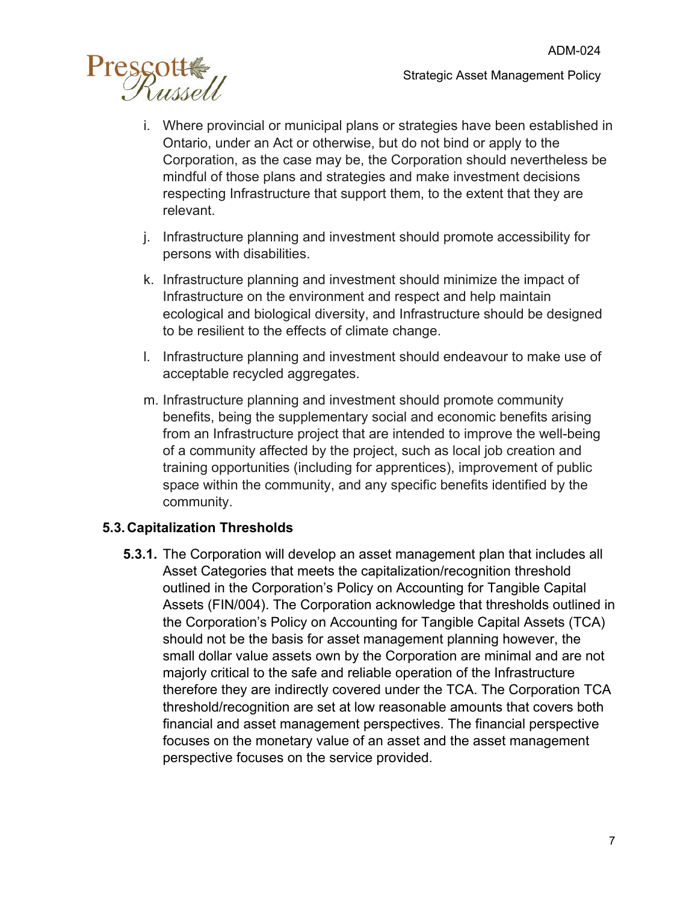i. Where provincial or municipal plans or strategies have been established in Ontario, under an Act or otherwise, but do not bind or apply to the Corporation, as the case may be, the Corporation should nevertheless be mindful of those plans and strategies and make investment decisions respecting Infrastructure that support them, to the extent that they are relevant.

j. Infrastructure planning and investment should promote accessibility for persons with disabilities.

k. Infrastructure planning and investment should minimize the impact of Infrastructure on the environment and respect and help maintain ecological and biological diversity, and Infrastructure should be designed to be resilient to the effects of climate change.

l. Infrastructure planning and investment should endeavour to make use of acceptable recycled aggregates.

m. Infrastructure planning and investment should promote community benefits, being the supplementary social and economic benefits arising from an Infrastructure project that are intended to improve the well-being of a community affected by the project, such as local job creation and training opportunities (including for apprentices), improvement of public space within the community, and any specific benefits identified by the community.

### 5.3. Capitalization Thresholds

**5.3.1.** The Corporation will develop an asset management plan that includes all Asset Categories that meets the capitalization/recognition threshold outlined in the Corporation's Policy on Accounting for Tangible Capital Assets (FIN/004). The Corporation acknowledge that thresholds outlined in the Corporation's Policy on Accounting for Tangible Capital Assets (TCA) should not be the basis for asset management planning however, the small dollar value assets own by the Corporation are minimal and are not majorly critical to the safe and reliable operation of the Infrastructure therefore they are indirectly covered under the TCA. The Corporation TCA threshold/recognition are set at low reasonable amounts that covers both financial and asset management perspectives. The financial perspective focuses on the monetary value of an asset and the asset management perspective focuses on the service provided.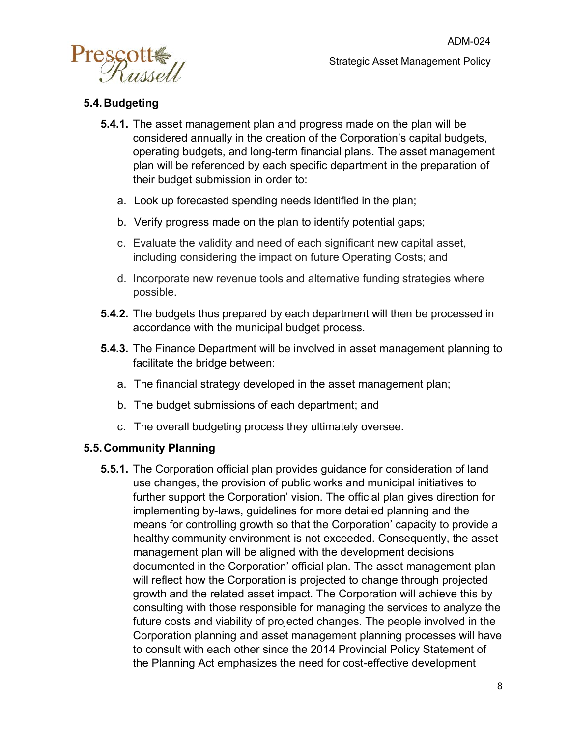## 5.4. Budgeting

**5.4.1.** The asset management plan and progress made on the plan will be considered annually in the creation of the Corporation's capital budgets, operating budgets, and long-term financial plans. The asset management plan will be referenced by each specific department in the preparation of their budget submission in order to:

a. Look up forecasted spending needs identified in the plan;

b. Verify progress made on the plan to identify potential gaps;

c. Evaluate the validity and need of each significant new capital asset, including considering the impact on future Operating Costs; and

d. Incorporate new revenue tools and alternative funding strategies where possible.

**5.4.2.** The budgets thus prepared by each department will then be processed in accordance with the municipal budget process.

**5.4.3.** The Finance Department will be involved in asset management planning to facilitate the bridge between:

a. The financial strategy developed in the asset management plan;

b. The budget submissions of each department; and

c. The overall budgeting process they ultimately oversee.

## 5.5. Community Planning

**5.5.1.** The Corporation official plan provides guidance for consideration of land use changes, the provision of public works and municipal initiatives to further support the Corporation' vision. The official plan gives direction for implementing by-laws, guidelines for more detailed planning and the means for controlling growth so that the Corporation' capacity to provide a healthy community environment is not exceeded. Consequently, the asset management plan will be aligned with the development decisions documented in the Corporation' official plan. The asset management plan will reflect how the Corporation is projected to change through projected growth and the related asset impact. The Corporation will achieve this by consulting with those responsible for managing the services to analyze the future costs and viability of projected changes. The people involved in the Corporation planning and asset management planning processes will have to consult with each other since the 2014 Provincial Policy Statement of the Planning Act emphasizes the need for cost-effective development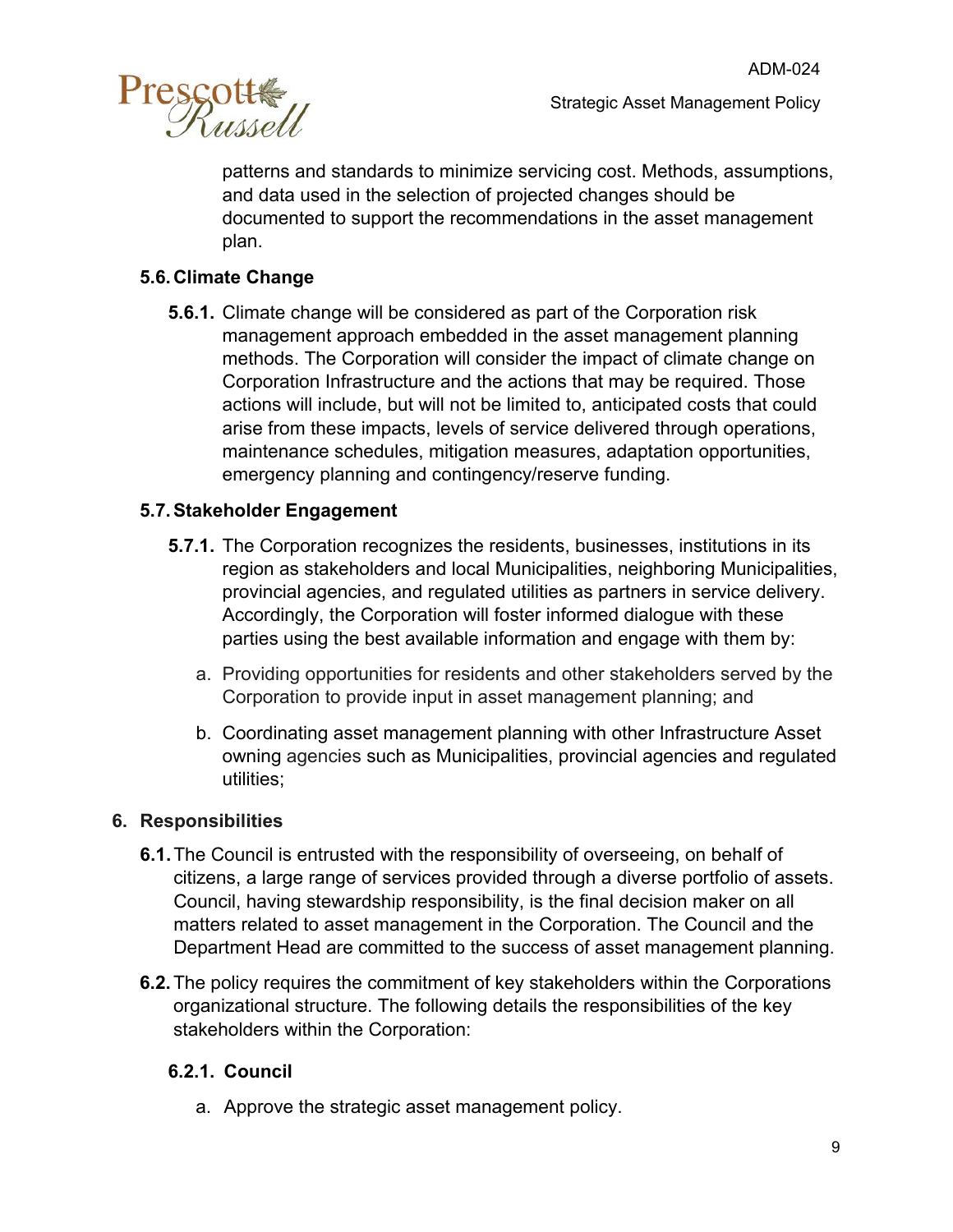patterns and standards to minimize servicing cost. Methods, assumptions, and data used in the selection of projected changes should be documented to support the recommendations in the asset management plan.

### 5.6. Climate Change

**5.6.1.** Climate change will be considered as part of the Corporation risk management approach embedded in the asset management planning methods. The Corporation will consider the impact of climate change on Corporation Infrastructure and the actions that may be required. Those actions will include, but will not be limited to, anticipated costs that could arise from these impacts, levels of service delivered through operations, maintenance schedules, mitigation measures, adaptation opportunities, emergency planning and contingency/reserve funding.

### 5.7. Stakeholder Engagement

**5.7.1.** The Corporation recognizes the residents, businesses, institutions in its region as stakeholders and local Municipalities, neighboring Municipalities, provincial agencies, and regulated utilities as partners in service delivery. Accordingly, the Corporation will foster informed dialogue with these parties using the best available information and engage with them by:

a. Providing opportunities for residents and other stakeholders served by the Corporation to provide input in asset management planning; and

b. Coordinating asset management planning with other Infrastructure Asset owning agencies such as Municipalities, provincial agencies and regulated utilities;

## 6. Responsibilities

**6.1.** The Council is entrusted with the responsibility of overseeing, on behalf of citizens, a large range of services provided through a diverse portfolio of assets. Council, having stewardship responsibility, is the final decision maker on all matters related to asset management in the Corporation. The Council and the Department Head are committed to the success of asset management planning.

**6.2.** The policy requires the commitment of key stakeholders within the Corporations organizational structure. The following details the responsibilities of the key stakeholders within the Corporation:

#### 6.2.1. Council

a. Approve the strategic asset management policy.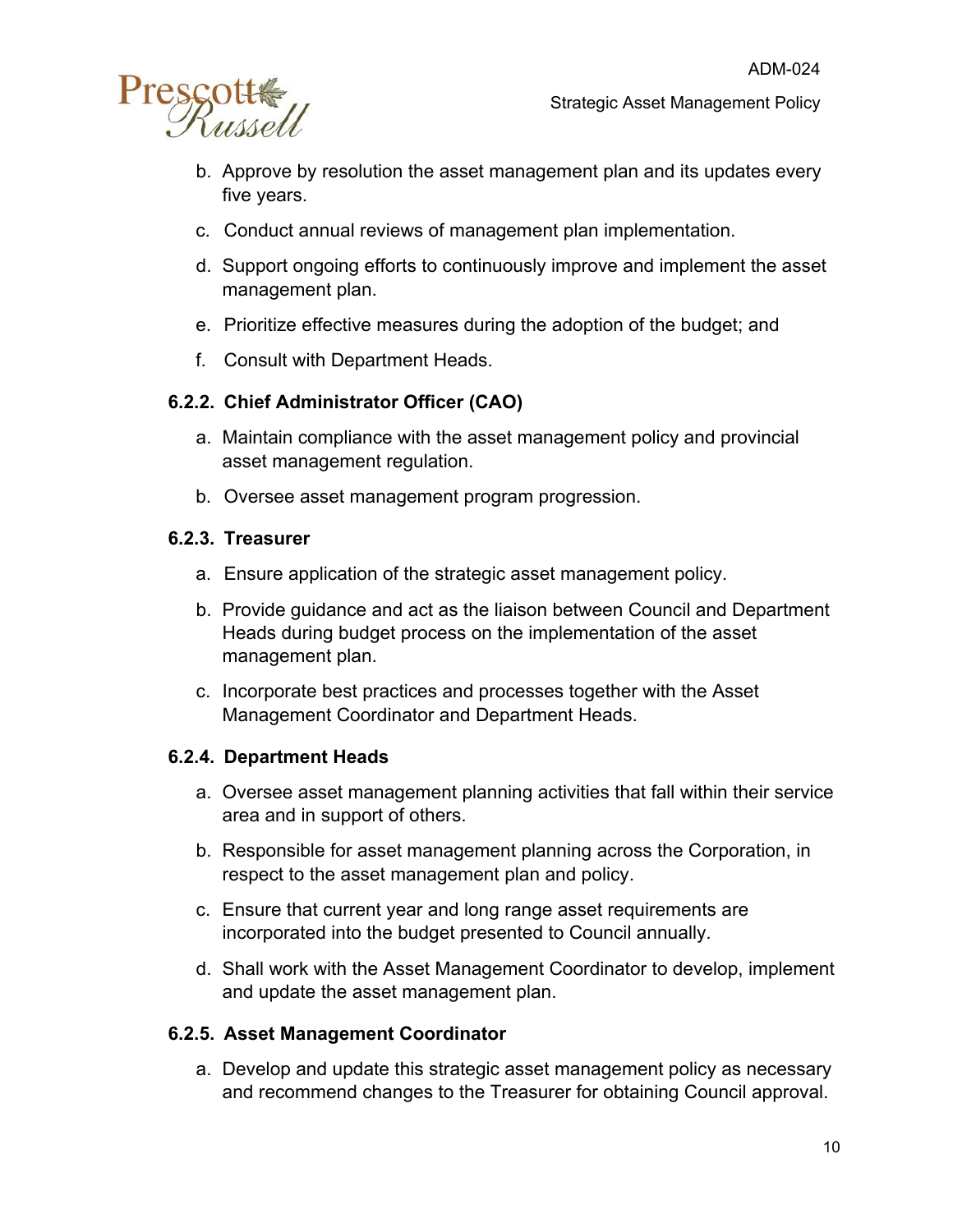b. Approve by resolution the asset management plan and its updates every five years.

c. Conduct annual reviews of management plan implementation.

d. Support ongoing efforts to continuously improve and implement the asset management plan.

e. Prioritize effective measures during the adoption of the budget; and

f. Consult with Department Heads.

#### 6.2.2. Chief Administrator Officer (CAO)

a. Maintain compliance with the asset management policy and provincial asset management regulation.

b. Oversee asset management program progression.

#### 6.2.3. Treasurer

a. Ensure application of the strategic asset management policy.

b. Provide guidance and act as the liaison between Council and Department Heads during budget process on the implementation of the asset management plan.

c. Incorporate best practices and processes together with the Asset Management Coordinator and Department Heads.

#### 6.2.4. Department Heads

a. Oversee asset management planning activities that fall within their service area and in support of others.

b. Responsible for asset management planning across the Corporation, in respect to the asset management plan and policy.

c. Ensure that current year and long range asset requirements are incorporated into the budget presented to Council annually.

d. Shall work with the Asset Management Coordinator to develop, implement and update the asset management plan.

#### 6.2.5. Asset Management Coordinator

a. Develop and update this strategic asset management policy as necessary and recommend changes to the Treasurer for obtaining Council approval.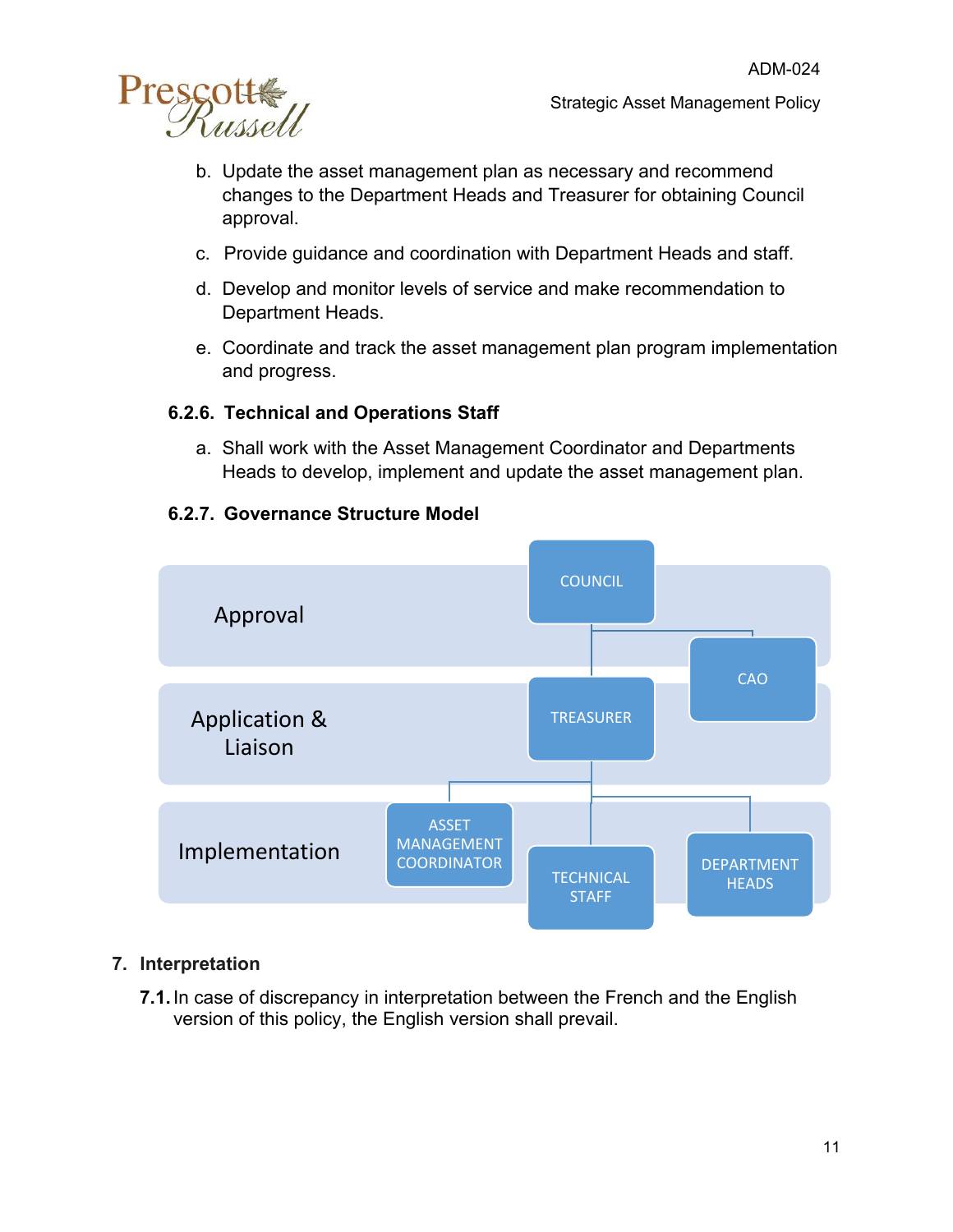b. Update the asset management plan as necessary and recommend changes to the Department Heads and Treasurer for obtaining Council approval.

c. Provide guidance and coordination with Department Heads and staff.

d. Develop and monitor levels of service and make recommendation to Department Heads.

e. Coordinate and track the asset management plan program implementation and progress.

### 6.2.6. Technical and Operations Staff

a. Shall work with the Asset Management Coordinator and Departments Heads to develop, implement and update the asset management plan.

### 6.2.7. Governance Structure Model

| Level | Roles |
|---|---|
| Approval | COUNCIL, CAO |
| Application & Liaison | TREASURER |
| Implementation | ASSET MANAGEMENT COORDINATOR, TECHNICAL STAFF, DEPARTMENT HEADS |

## 7. Interpretation

**7.1.** In case of discrepancy in interpretation between the French and the English version of this policy, the English version shall prevail.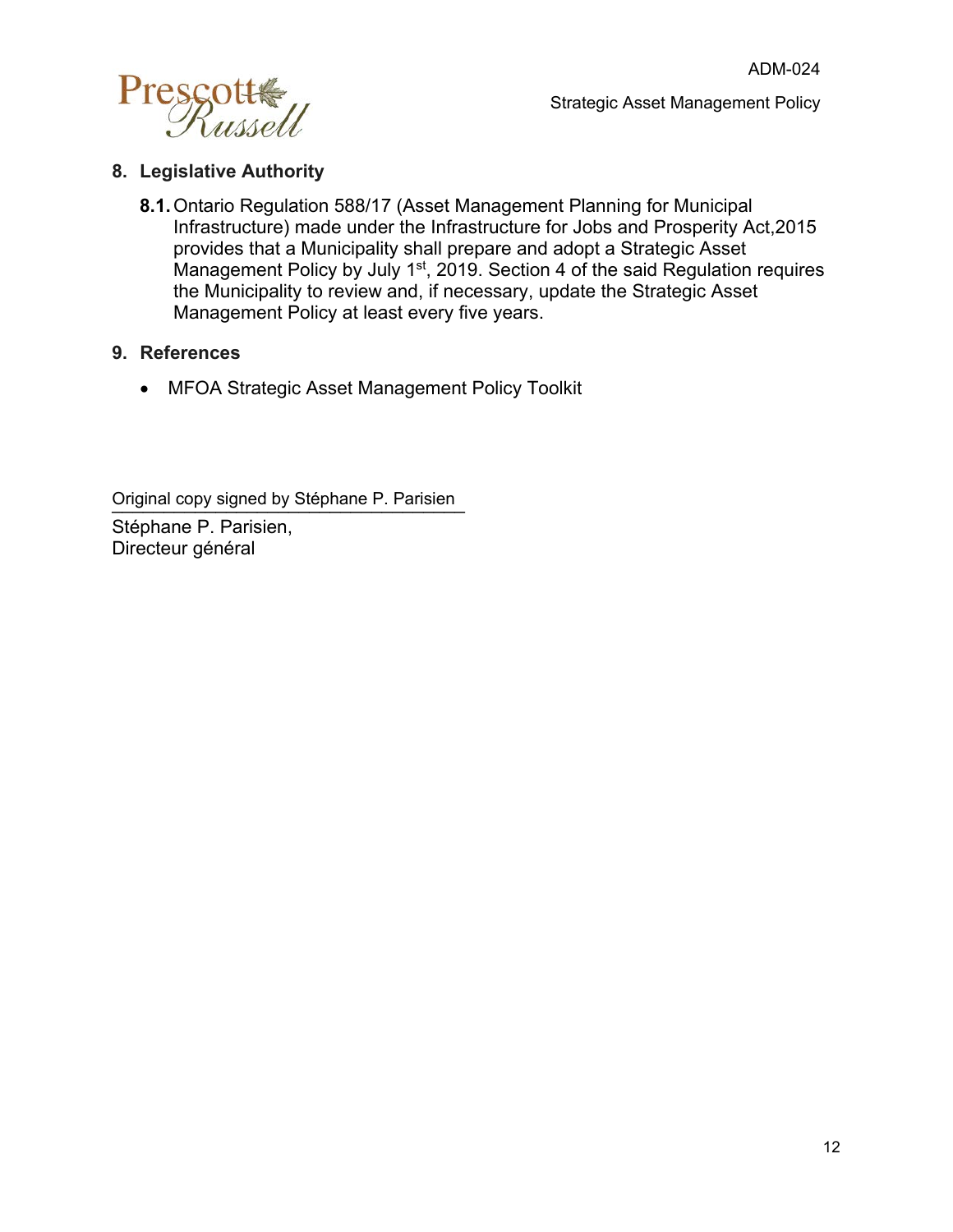## 8. Legislative Authority

**8.1.** Ontario Regulation 588/17 (Asset Management Planning for Municipal Infrastructure) made under the Infrastructure for Jobs and Prosperity Act,2015 provides that a Municipality shall prepare and adopt a Strategic Asset Management Policy by July 1st, 2019. Section 4 of the said Regulation requires the Municipality to review and, if necessary, update the Strategic Asset Management Policy at least every five years.

## 9. References

- MFOA Strategic Asset Management Policy Toolkit

Original copy signed by Stéphane P. Parisien

Stéphane P. Parisien,
Directeur général